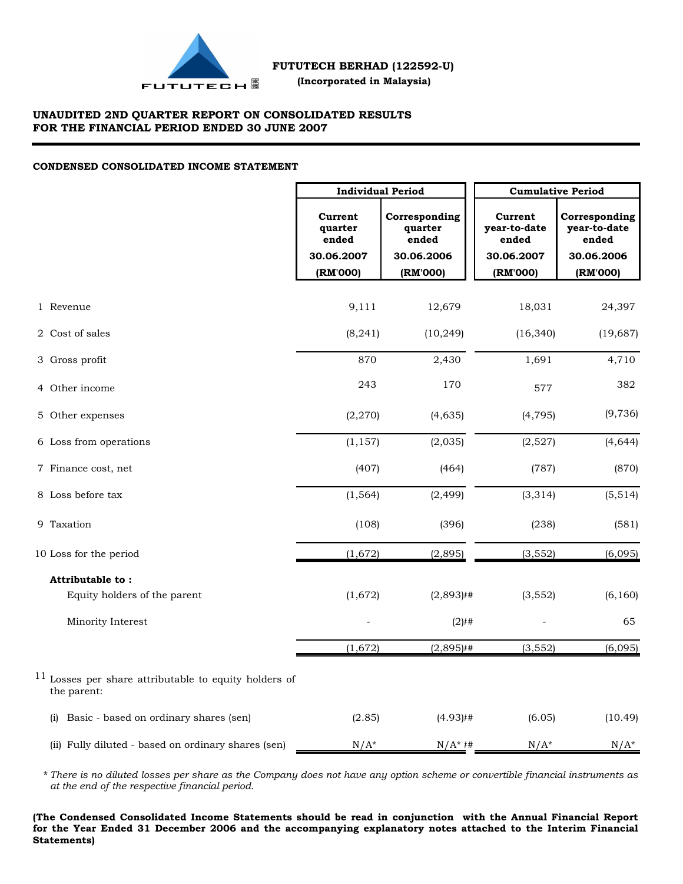**FUTUTECH BERHAD (122592-U)**

**(Incorporated in Malaysia)**

## UNAUDITED 2ND QUARTER REPORT ON CONSOLIDATED RESULTS FOR THE FINANCIAL PERIOD ENDED 30 JUNE 2007

### CONDENSED CONSOLIDATED INCOME STATEMENT

| | Individual Period | | Cumulative Period | |
|---|---|---|---|---|
| | Current quarter ended 30.06.2007 (RM'000) | Corresponding quarter ended 30.06.2006 (RM'000) | Current year-to-date ended 30.06.2007 (RM'000) | Corresponding year-to-date ended 30.06.2006 (RM'000) |
| 1 Revenue | 9,111 | 12,679 | 18,031 | 24,397 |
| 2 Cost of sales | (8,241) | (10,249) | (16,340) | (19,687) |
| 3 Gross profit | 870 | 2,430 | 1,691 | 4,710 |
| 4 Other income | 243 | 170 | 577 | 382 |
| 5 Other expenses | (2,270) | (4,635) | (4,795) | (9,736) |
| 6 Loss from operations | (1,157) | (2,035) | (2,527) | (4,644) |
| 7 Finance cost, net | (407) | (464) | (787) | (870) |
| 8 Loss before tax | (1,564) | (2,499) | (3,314) | (5,514) |
| 9 Taxation | (108) | (396) | (238) | (581) |
| 10 Loss for the period | (1,672) | (2,895) | (3,552) | (6,095) |
| **Attributable to :** | | | | |
| Equity holders of the parent | (1,672) | (2,893)## | (3,552) | (6,160) |
| Minority Interest | - | (2)## | - | 65 |
| | (1,672) | (2,895)## | (3,552) | (6,095) |
| 11 Losses per share attributable to equity holders of the parent: | | | | |
| (i) Basic - based on ordinary shares (sen) | (2.85) | (4.93)## | (6.05) | (10.49) |
| (ii) Fully diluted - based on ordinary shares (sen) | N/A* | N/A* ## | N/A* | N/A* |

*\* There is no diluted losses per share as the Company does not have any option scheme or convertible financial instruments as at the end of the respective financial period.*

**(The Condensed Consolidated Income Statements should be read in conjunction with the Annual Financial Report for the Year Ended 31 December 2006 and the accompanying explanatory notes attached to the Interim Financial Statements)**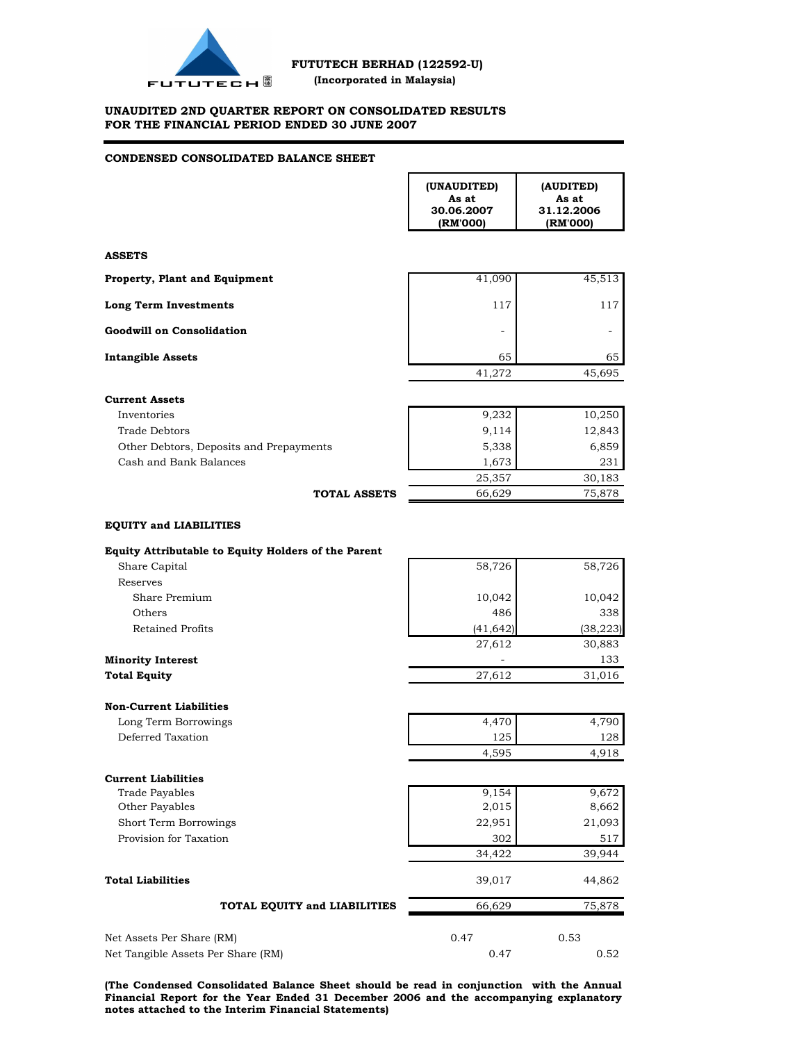**FUTUTECH BERHAD (122592-U)**
**(Incorporated in Malaysia)**

## UNAUDITED 2ND QUARTER REPORT ON CONSOLIDATED RESULTS FOR THE FINANCIAL PERIOD ENDED 30 JUNE 2007

### CONDENSED CONSOLIDATED BALANCE SHEET

| | (UNAUDITED) As at 30.06.2007 (RM'000) | (AUDITED) As at 31.12.2006 (RM'000) |
|---|---|---|
| **ASSETS** | | |
| **Property, Plant and Equipment** | 41,090 | 45,513 |
| **Long Term Investments** | 117 | 117 |
| **Goodwill on Consolidation** | - | - |
| **Intangible Assets** | 65 | 65 |
| | 41,272 | 45,695 |
| **Current Assets** | | |
| Inventories | 9,232 | 10,250 |
| Trade Debtors | 9,114 | 12,843 |
| Other Debtors, Deposits and Prepayments | 5,338 | 6,859 |
| Cash and Bank Balances | 1,673 | 231 |
| | 25,357 | 30,183 |
| **TOTAL ASSETS** | 66,629 | 75,878 |
| **EQUITY and LIABILITIES** | | |
| **Equity Attributable to Equity Holders of the Parent** | | |
| Share Capital | 58,726 | 58,726 |
| Reserves | | |
| Share Premium | 10,042 | 10,042 |
| Others | 486 | 338 |
| Retained Profits | (41,642) | (38,223) |
| | 27,612 | 30,883 |
| **Minority Interest** | - | 133 |
| **Total Equity** | 27,612 | 31,016 |
| **Non-Current Liabilities** | | |
| Long Term Borrowings | 4,470 | 4,790 |
| Deferred Taxation | 125 | 128 |
| | 4,595 | 4,918 |
| **Current Liabilities** | | |
| Trade Payables | 9,154 | 9,672 |
| Other Payables | 2,015 | 8,662 |
| Short Term Borrowings | 22,951 | 21,093 |
| Provision for Taxation | 302 | 517 |
| | 34,422 | 39,944 |
| **Total Liabilities** | 39,017 | 44,862 |
| **TOTAL EQUITY and LIABILITIES** | 66,629 | 75,878 |
| Net Assets Per Share (RM) | 0.47 | 0.53 |
| Net Tangible Assets Per Share (RM) | 0.47 | 0.52 |

**(The Condensed Consolidated Balance Sheet should be read in conjunction with the Annual Financial Report for the Year Ended 31 December 2006 and the accompanying explanatory notes attached to the Interim Financial Statements)**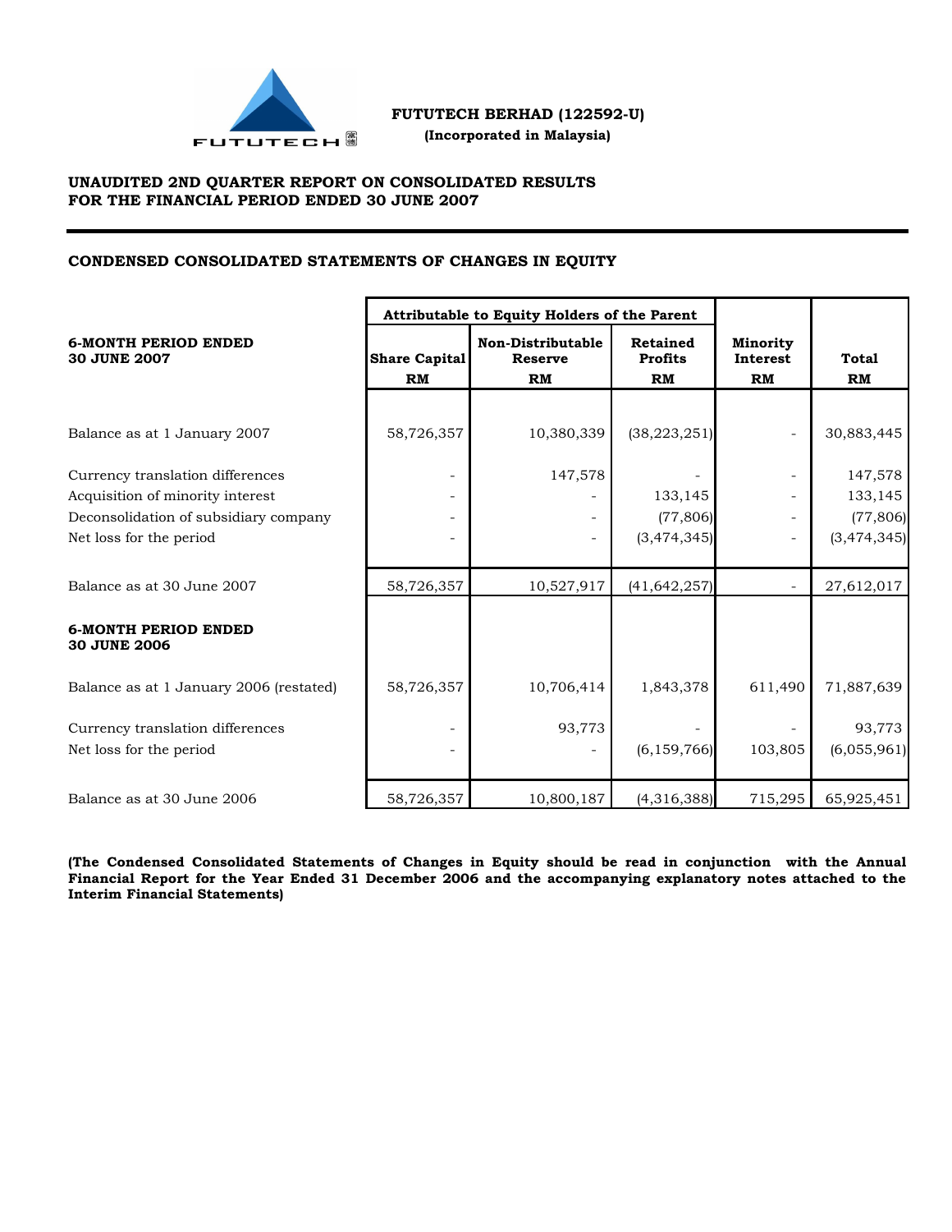**FUTUTECH BERHAD (122592-U)**

**(Incorporated in Malaysia)**

**UNAUDITED 2ND QUARTER REPORT ON CONSOLIDATED RESULTS**
**FOR THE FINANCIAL PERIOD ENDED 30 JUNE 2007**

**CONDENSED CONSOLIDATED STATEMENTS OF CHANGES IN EQUITY**

| | Attributable to Equity Holders of the Parent | | | | |
|---|---|---|---|---|---|
| **6-MONTH PERIOD ENDED 30 JUNE 2007** | **Share Capital RM** | **Non-Distributable Reserve RM** | **Retained Profits RM** | **Minority Interest RM** | **Total RM** |
| Balance as at 1 January 2007 | 58,726,357 | 10,380,339 | (38,223,251) | - | 30,883,445 |
| Currency translation differences | - | 147,578 | - | - | 147,578 |
| Acquisition of minority interest | - | - | 133,145 | - | 133,145 |
| Deconsolidation of subsidiary company | - | - | (77,806) | - | (77,806) |
| Net loss for the period | - | - | (3,474,345) | - | (3,474,345) |
| Balance as at 30 June 2007 | 58,726,357 | 10,527,917 | (41,642,257) | - | 27,612,017 |
| **6-MONTH PERIOD ENDED 30 JUNE 2006** | | | | | |
| Balance as at 1 January 2006 (restated) | 58,726,357 | 10,706,414 | 1,843,378 | 611,490 | 71,887,639 |
| Currency translation differences | - | 93,773 | - | - | 93,773 |
| Net loss for the period | - | - | (6,159,766) | 103,805 | (6,055,961) |
| Balance as at 30 June 2006 | 58,726,357 | 10,800,187 | (4,316,388) | 715,295 | 65,925,451 |

**(The Condensed Consolidated Statements of Changes in Equity should be read in conjunction with the Annual Financial Report for the Year Ended 31 December 2006 and the accompanying explanatory notes attached to the Interim Financial Statements)**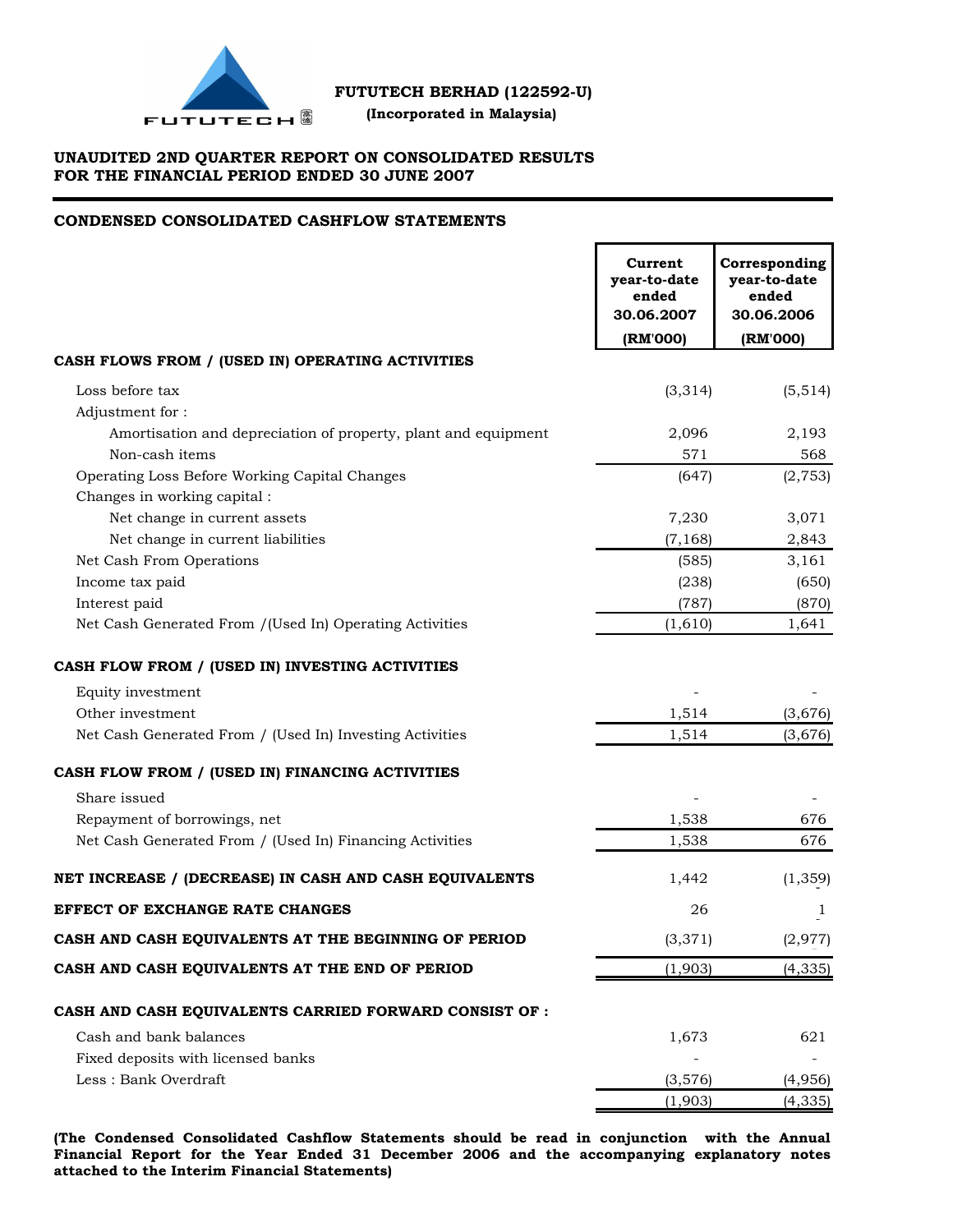**FUTUTECH BERHAD (122592-U)**

**(Incorporated in Malaysia)**

## UNAUDITED 2ND QUARTER REPORT ON CONSOLIDATED RESULTS FOR THE FINANCIAL PERIOD ENDED 30 JUNE 2007

### CONDENSED CONSOLIDATED CASHFLOW STATEMENTS

| | Current year-to-date ended 30.06.2007 (RM'000) | Corresponding year-to-date ended 30.06.2006 (RM'000) |
|---|---|---|
| **CASH FLOWS FROM / (USED IN) OPERATING ACTIVITIES** | | |
| Loss before tax | (3,314) | (5,514) |
| Adjustment for : | | |
| Amortisation and depreciation of property, plant and equipment | 2,096 | 2,193 |
| Non-cash items | 571 | 568 |
| Operating Loss Before Working Capital Changes | (647) | (2,753) |
| Changes in working capital : | | |
| Net change in current assets | 7,230 | 3,071 |
| Net change in current liabilities | (7,168) | 2,843 |
| Net Cash From Operations | (585) | 3,161 |
| Income tax paid | (238) | (650) |
| Interest paid | (787) | (870) |
| Net Cash Generated From /(Used In) Operating Activities | (1,610) | 1,641 |
| **CASH FLOW FROM / (USED IN) INVESTING ACTIVITIES** | | |
| Equity investment | - | - |
| Other investment | 1,514 | (3,676) |
| Net Cash Generated From / (Used In) Investing Activities | 1,514 | (3,676) |
| **CASH FLOW FROM / (USED IN) FINANCING ACTIVITIES** | | |
| Share issued | - | - |
| Repayment of borrowings, net | 1,538 | 676 |
| Net Cash Generated From / (Used In) Financing Activities | 1,538 | 676 |
| **NET INCREASE / (DECREASE) IN CASH AND CASH EQUIVALENTS** | 1,442 | (1,359) |
| **EFFECT OF EXCHANGE RATE CHANGES** | 26 | 1 |
| **CASH AND CASH EQUIVALENTS AT THE BEGINNING OF PERIOD** | (3,371) | (2,977) |
| **CASH AND CASH EQUIVALENTS AT THE END OF PERIOD** | (1,903) | (4,335) |
| **CASH AND CASH EQUIVALENTS CARRIED FORWARD CONSIST OF :** | | |
| Cash and bank balances | 1,673 | 621 |
| Fixed deposits with licensed banks | - | - |
| Less : Bank Overdraft | (3,576) | (4,956) |
| | (1,903) | (4,335) |

**(The Condensed Consolidated Cashflow Statements should be read in conjunction with the Annual Financial Report for the Year Ended 31 December 2006 and the accompanying explanatory notes attached to the Interim Financial Statements)**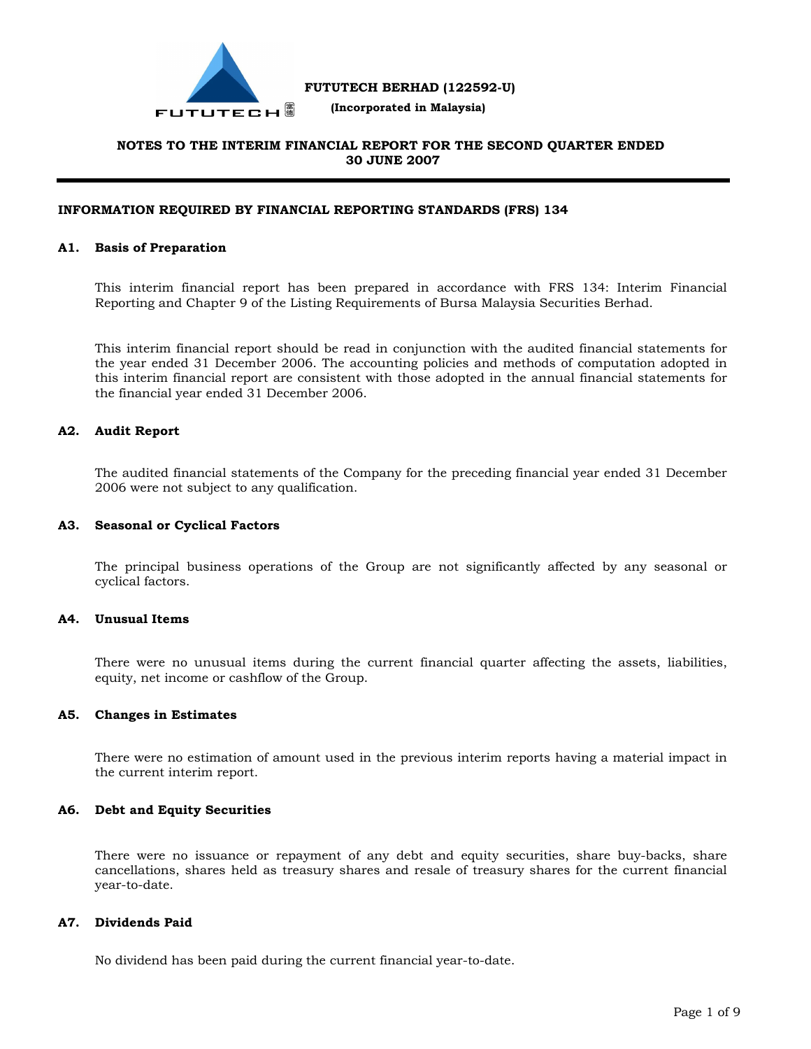**FUTUTECH BERHAD (122592-U)**
**(Incorporated in Malaysia)**

## NOTES TO THE INTERIM FINANCIAL REPORT FOR THE SECOND QUARTER ENDED 30 JUNE 2007

### INFORMATION REQUIRED BY FINANCIAL REPORTING STANDARDS (FRS) 134

**A1. Basis of Preparation**

This interim financial report has been prepared in accordance with FRS 134: Interim Financial Reporting and Chapter 9 of the Listing Requirements of Bursa Malaysia Securities Berhad.

This interim financial report should be read in conjunction with the audited financial statements for the year ended 31 December 2006. The accounting policies and methods of computation adopted in this interim financial report are consistent with those adopted in the annual financial statements for the financial year ended 31 December 2006.

**A2. Audit Report**

The audited financial statements of the Company for the preceding financial year ended 31 December 2006 were not subject to any qualification.

**A3. Seasonal or Cyclical Factors**

The principal business operations of the Group are not significantly affected by any seasonal or cyclical factors.

**A4. Unusual Items**

There were no unusual items during the current financial quarter affecting the assets, liabilities, equity, net income or cashflow of the Group.

**A5. Changes in Estimates**

There were no estimation of amount used in the previous interim reports having a material impact in the current interim report.

**A6. Debt and Equity Securities**

There were no issuance or repayment of any debt and equity securities, share buy-backs, share cancellations, shares held as treasury shares and resale of treasury shares for the current financial year-to-date.

**A7. Dividends Paid**

No dividend has been paid during the current financial year-to-date.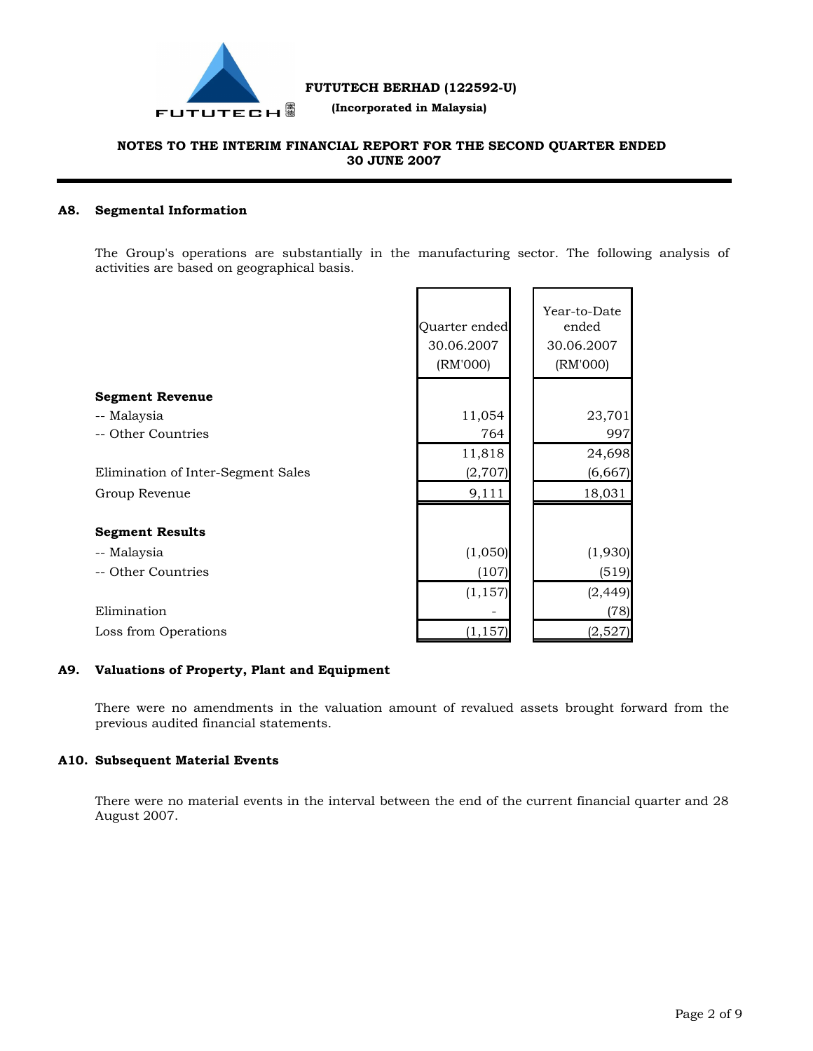FUTUTECH BERHAD (122592-U)

(Incorporated in Malaysia)

## NOTES TO THE INTERIM FINANCIAL REPORT FOR THE SECOND QUARTER ENDED 30 JUNE 2007

### A8. Segmental Information

The Group's operations are substantially in the manufacturing sector. The following analysis of activities are based on geographical basis.

| | Quarter ended 30.06.2007 (RM'000) | Year-to-Date ended 30.06.2007 (RM'000) |
|---|---|---|
| **Segment Revenue** | | |
| -- Malaysia | 11,054 | 23,701 |
| -- Other Countries | 764 | 997 |
| | 11,818 | 24,698 |
| Elimination of Inter-Segment Sales | (2,707) | (6,667) |
| Group Revenue | 9,111 | 18,031 |
| **Segment Results** | | |
| -- Malaysia | (1,050) | (1,930) |
| -- Other Countries | (107) | (519) |
| | (1,157) | (2,449) |
| Elimination | - | (78) |
| Loss from Operations | (1,157) | (2,527) |

### A9. Valuations of Property, Plant and Equipment

There were no amendments in the valuation amount of revalued assets brought forward from the previous audited financial statements.

### A10. Subsequent Material Events

There were no material events in the interval between the end of the current financial quarter and 28 August 2007.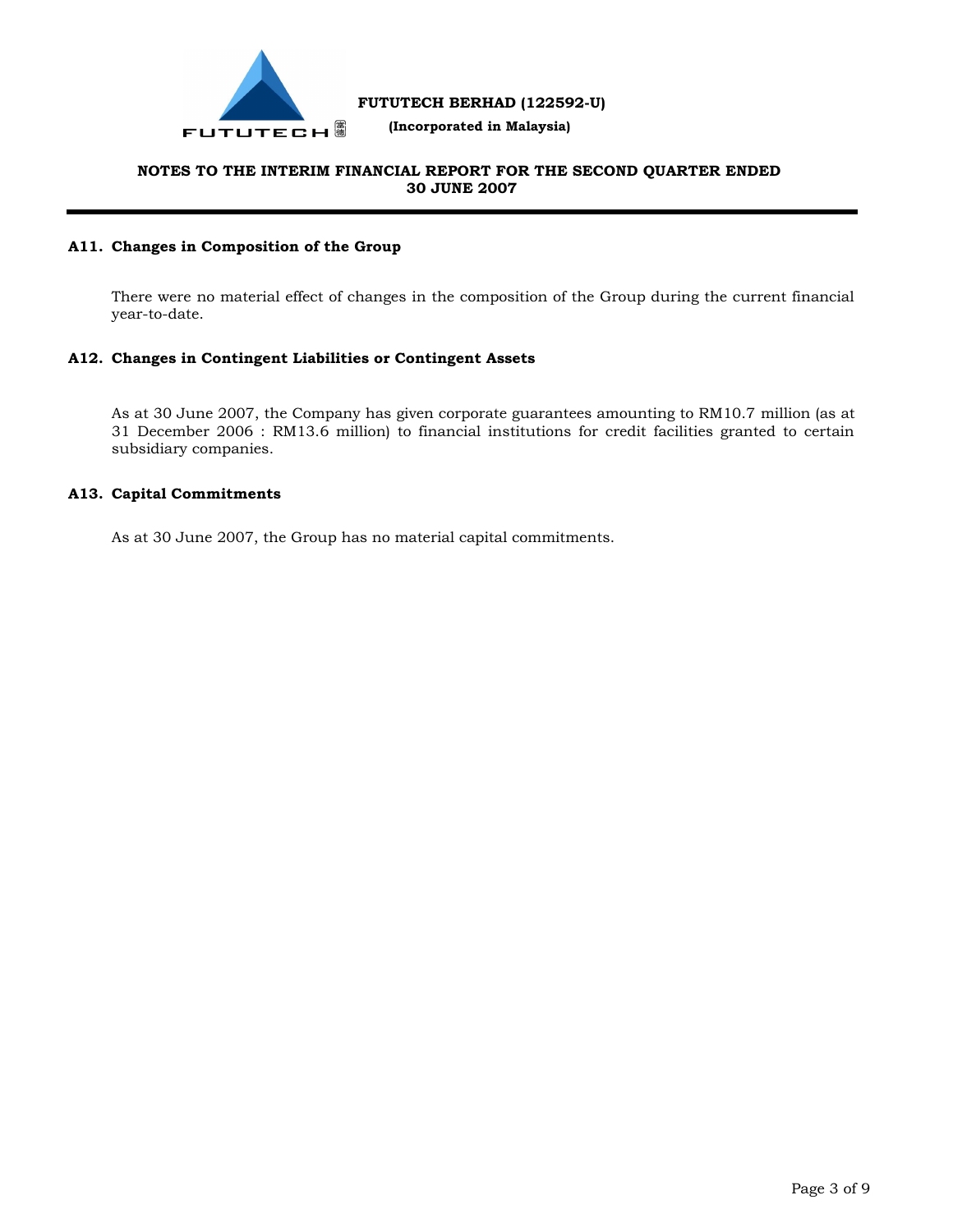## A11. Changes in Composition of the Group

There were no material effect of changes in the composition of the Group during the current financial year-to-date.

## A12. Changes in Contingent Liabilities or Contingent Assets

As at 30 June 2007, the Company has given corporate guarantees amounting to RM10.7 million (as at 31 December 2006 : RM13.6 million) to financial institutions for credit facilities granted to certain subsidiary companies.

## A13. Capital Commitments

As at 30 June 2007, the Group has no material capital commitments.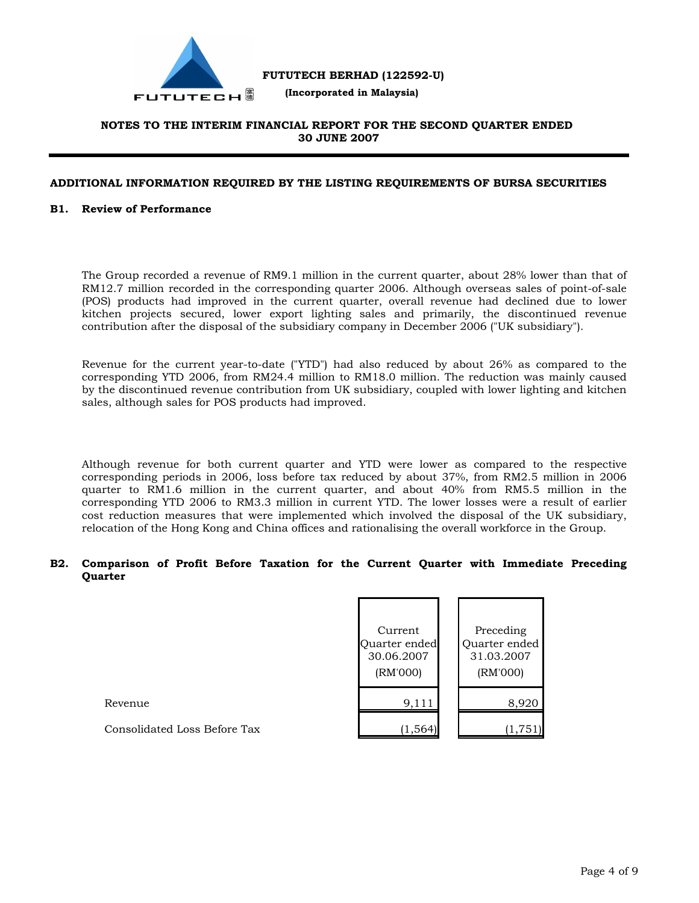**FUTUTECH BERHAD (122592-U)**

**(Incorporated in Malaysia)**

**NOTES TO THE INTERIM FINANCIAL REPORT FOR THE SECOND QUARTER ENDED 30 JUNE 2007**

**ADDITIONAL INFORMATION REQUIRED BY THE LISTING REQUIREMENTS OF BURSA SECURITIES**

**B1. Review of Performance**

The Group recorded a revenue of RM9.1 million in the current quarter, about 28% lower than that of RM12.7 million recorded in the corresponding quarter 2006. Although overseas sales of point-of-sale (POS) products had improved in the current quarter, overall revenue had declined due to lower kitchen projects secured, lower export lighting sales and primarily, the discontinued revenue contribution after the disposal of the subsidiary company in December 2006 ("UK subsidiary").

Revenue for the current year-to-date ("YTD") had also reduced by about 26% as compared to the corresponding YTD 2006, from RM24.4 million to RM18.0 million. The reduction was mainly caused by the discontinued revenue contribution from UK subsidiary, coupled with lower lighting and kitchen sales, although sales for POS products had improved.

Although revenue for both current quarter and YTD were lower as compared to the respective corresponding periods in 2006, loss before tax reduced by about 37%, from RM2.5 million in 2006 quarter to RM1.6 million in the current quarter, and about 40% from RM5.5 million in the corresponding YTD 2006 to RM3.3 million in current YTD. The lower losses were a result of earlier cost reduction measures that were implemented which involved the disposal of the UK subsidiary, relocation of the Hong Kong and China offices and rationalising the overall workforce in the Group.

**B2. Comparison of Profit Before Taxation for the Current Quarter with Immediate Preceding Quarter**

| | Current Quarter ended 30.06.2007 (RM'000) | Preceding Quarter ended 31.03.2007 (RM'000) |
|---|---|---|
| Revenue | 9,111 | 8,920 |
| Consolidated Loss Before Tax | (1,564) | (1,751) |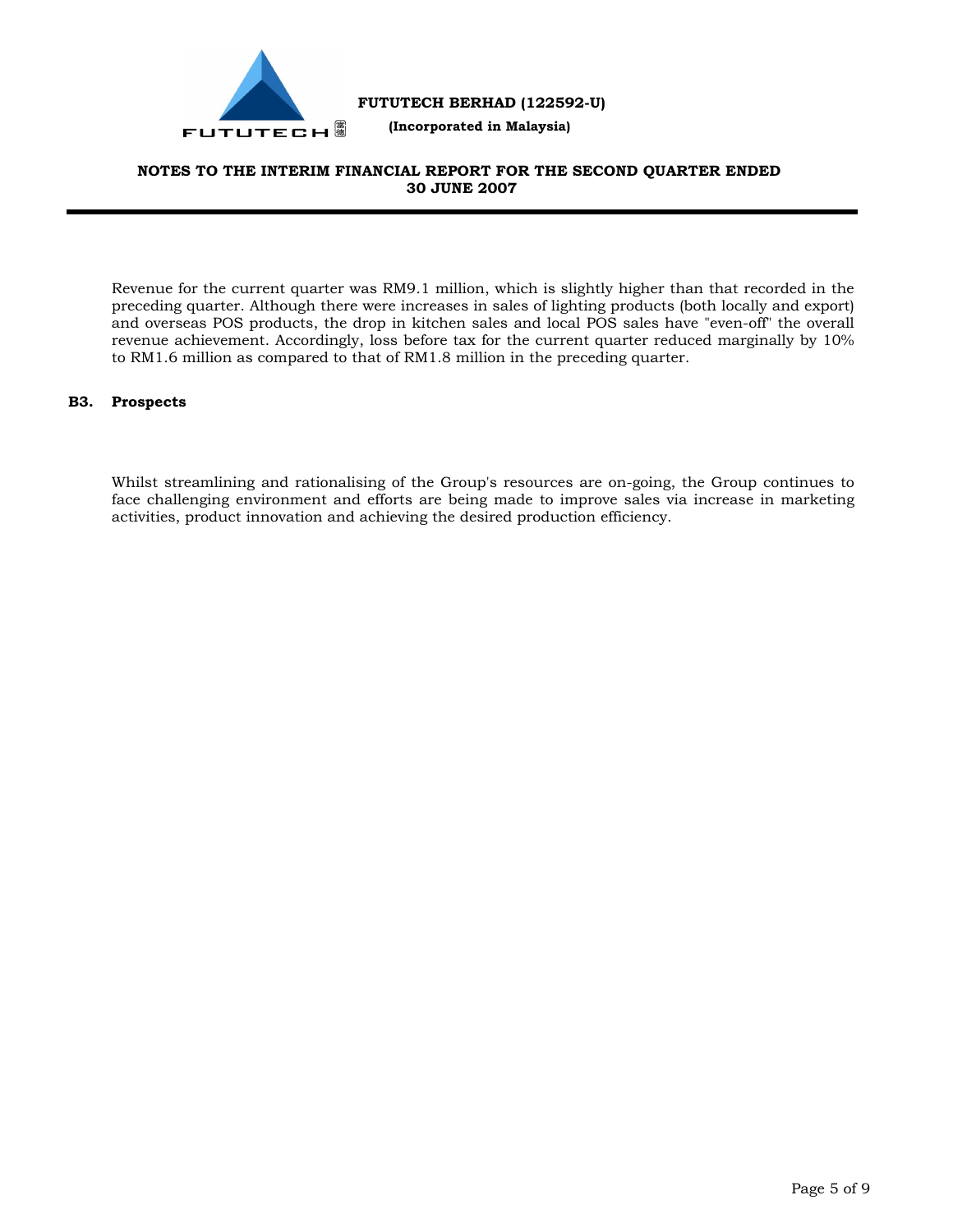Revenue for the current quarter was RM9.1 million, which is slightly higher than that recorded in the preceding quarter. Although there were increases in sales of lighting products (both locally and export) and overseas POS products, the drop in kitchen sales and local POS sales have "even-off" the overall revenue achievement. Accordingly, loss before tax for the current quarter reduced marginally by 10% to RM1.6 million as compared to that of RM1.8 million in the preceding quarter.

## B3. Prospects

Whilst streamlining and rationalising of the Group's resources are on-going, the Group continues to face challenging environment and efforts are being made to improve sales via increase in marketing activities, product innovation and achieving the desired production efficiency.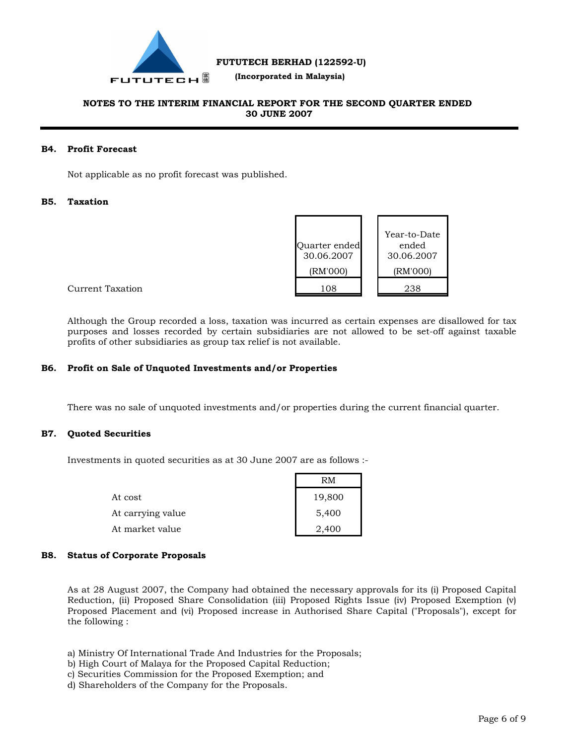# FUTUTECH BERHAD (122592-U)

**(Incorporated in Malaysia)**

**NOTES TO THE INTERIM FINANCIAL REPORT FOR THE SECOND QUARTER ENDED 30 JUNE 2007**

### B4. Profit Forecast

Not applicable as no profit forecast was published.

### B5. Taxation

| | Quarter ended 30.06.2007 (RM'000) | Year-to-Date ended 30.06.2007 (RM'000) |
|---|---|---|
| Current Taxation | 108 | 238 |

Although the Group recorded a loss, taxation was incurred as certain expenses are disallowed for tax purposes and losses recorded by certain subsidiaries are not allowed to be set-off against taxable profits of other subsidiaries as group tax relief is not available.

### B6. Profit on Sale of Unquoted Investments and/or Properties

There was no sale of unquoted investments and/or properties during the current financial quarter.

### B7. Quoted Securities

Investments in quoted securities as at 30 June 2007 are as follows :-

| | RM |
|---|---|
| At cost | 19,800 |
| At carrying value | 5,400 |
| At market value | 2,400 |

### B8. Status of Corporate Proposals

As at 28 August 2007, the Company had obtained the necessary approvals for its (i) Proposed Capital Reduction, (ii) Proposed Share Consolidation (iii) Proposed Rights Issue (iv) Proposed Exemption (v) Proposed Placement and (vi) Proposed increase in Authorised Share Capital ("Proposals"), except for the following :

a) Ministry Of International Trade And Industries for the Proposals;
b) High Court of Malaya for the Proposed Capital Reduction;
c) Securities Commission for the Proposed Exemption; and
d) Shareholders of the Company for the Proposals.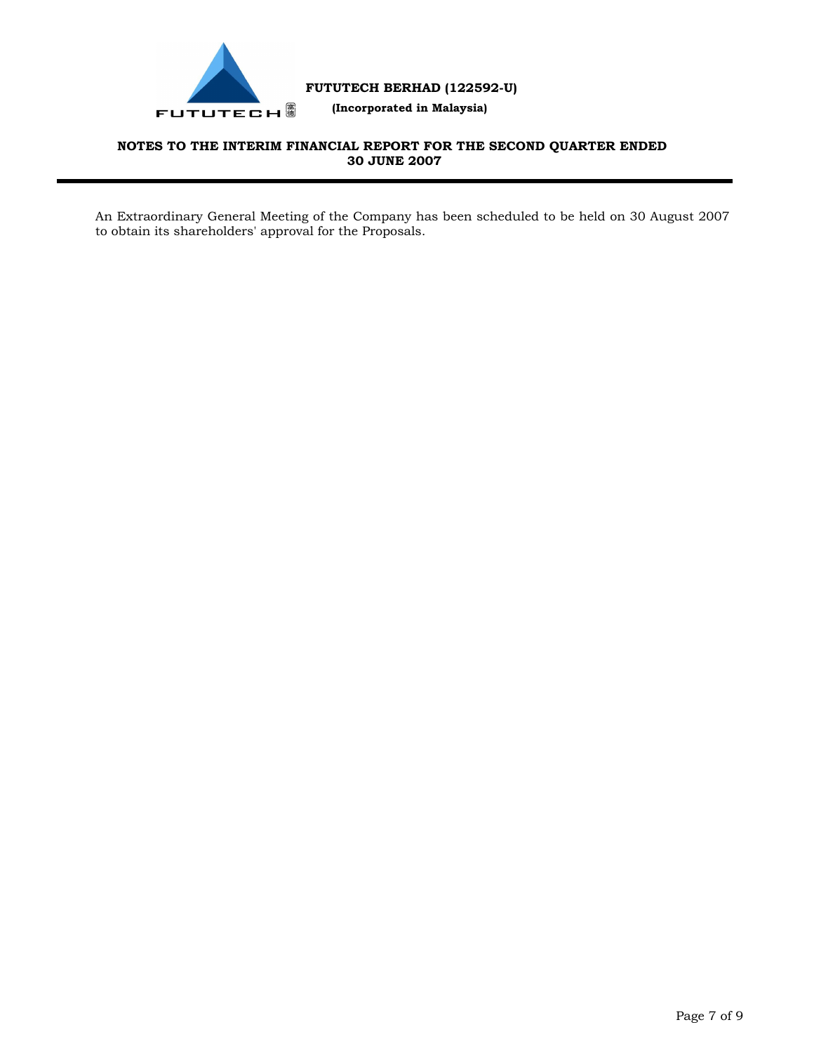An Extraordinary General Meeting of the Company has been scheduled to be held on 30 August 2007 to obtain its shareholders' approval for the Proposals.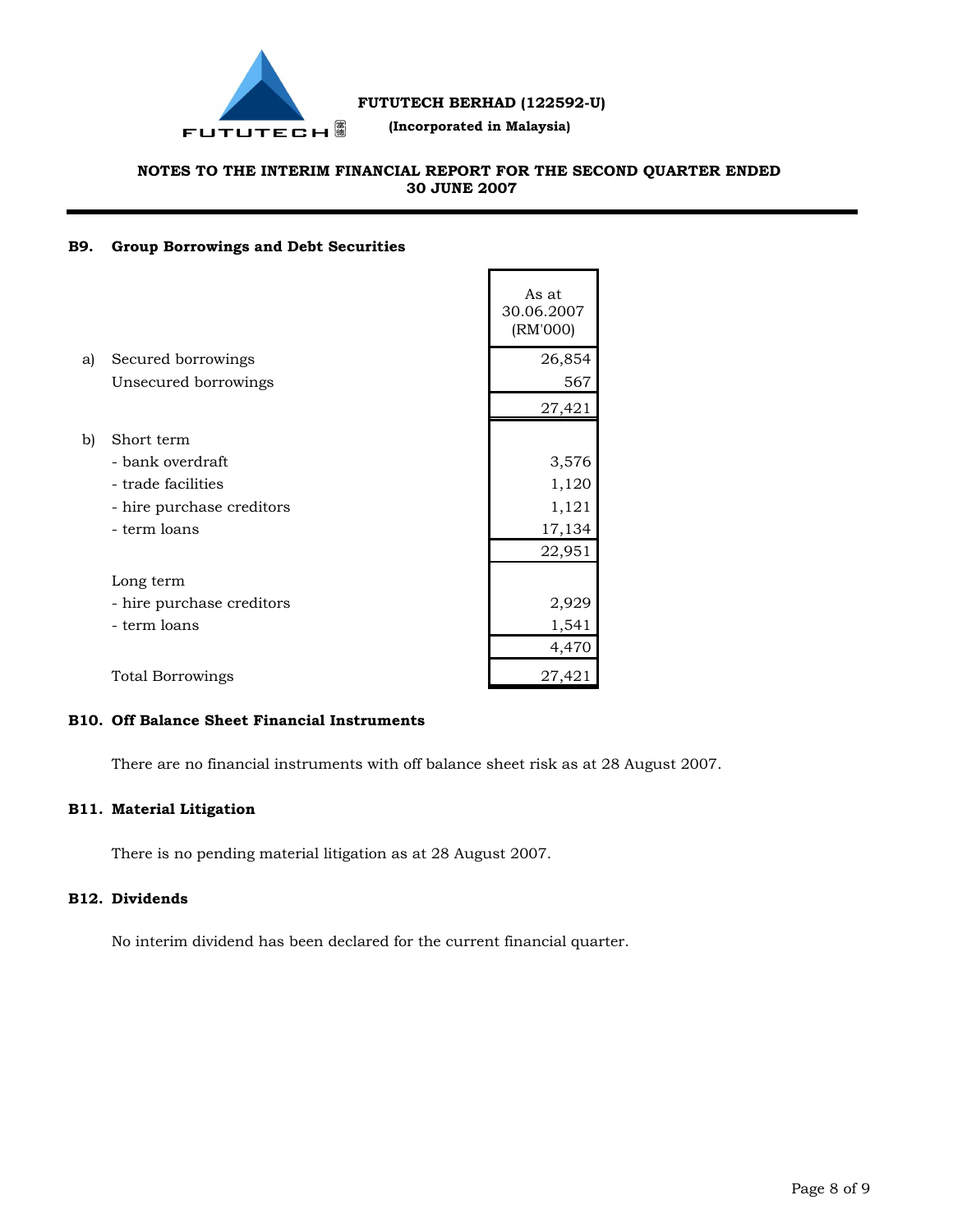**FUTUTECH BERHAD (122592-U)**

**(Incorporated in Malaysia)**

**NOTES TO THE INTERIM FINANCIAL REPORT FOR THE SECOND QUARTER ENDED 30 JUNE 2007**

## B9. Group Borrowings and Debt Securities

| | | As at 30.06.2007 (RM'000) |
|---|---|---|
| a) | Secured borrowings | 26,854 |
| | Unsecured borrowings | 567 |
| | | 27,421 |
| b) | Short term | |
| | - bank overdraft | 3,576 |
| | - trade facilities | 1,120 |
| | - hire purchase creditors | 1,121 |
| | - term loans | 17,134 |
| | | 22,951 |
| | Long term | |
| | - hire purchase creditors | 2,929 |
| | - term loans | 1,541 |
| | | 4,470 |
| | Total Borrowings | 27,421 |

## B10. Off Balance Sheet Financial Instruments

There are no financial instruments with off balance sheet risk as at 28 August 2007.

## B11. Material Litigation

There is no pending material litigation as at 28 August 2007.

## B12. Dividends

No interim dividend has been declared for the current financial quarter.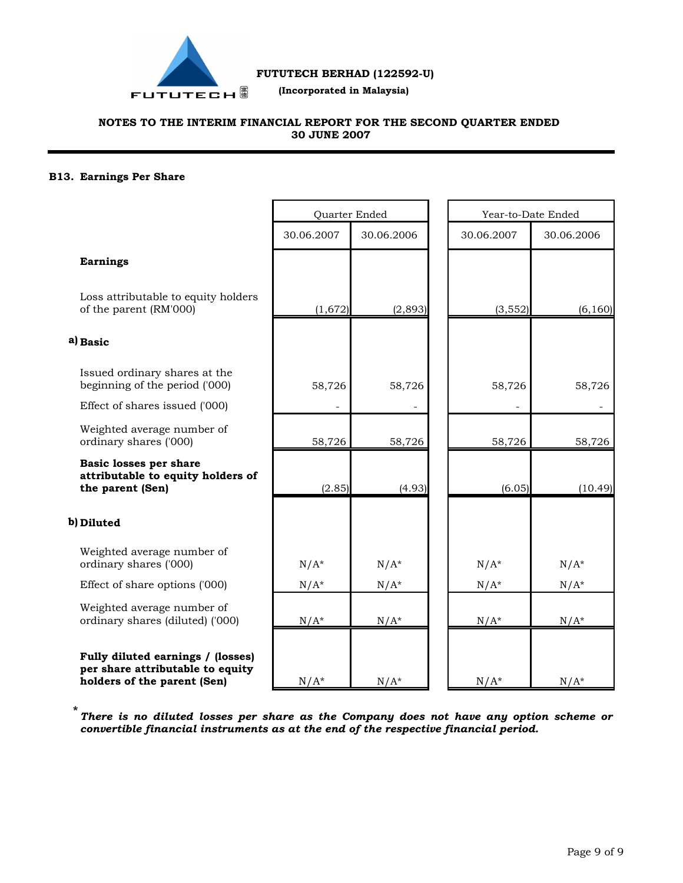**FUTUTECH BERHAD (122592-U)**

**(Incorporated in Malaysia)**

**NOTES TO THE INTERIM FINANCIAL REPORT FOR THE SECOND QUARTER ENDED 30 JUNE 2007**

### B13. Earnings Per Share

| | Quarter Ended | | Year-to-Date Ended | |
|---|---|---|---|---|
| | 30.06.2007 | 30.06.2006 | 30.06.2007 | 30.06.2006 |
| **Earnings** | | | | |
| Loss attributable to equity holders of the parent (RM'000) | (1,672) | (2,893) | (3,552) | (6,160) |
| **a) Basic** | | | | |
| Issued ordinary shares at the beginning of the period ('000) | 58,726 | 58,726 | 58,726 | 58,726 |
| Effect of shares issued ('000) | - | - | - | - |
| Weighted average number of ordinary shares ('000) | 58,726 | 58,726 | 58,726 | 58,726 |
| **Basic losses per share attributable to equity holders of the parent (Sen)** | (2.85) | (4.93) | (6.05) | (10.49) |
| **b) Diluted** | | | | |
| Weighted average number of ordinary shares ('000) | N/A* | N/A* | N/A* | N/A* |
| Effect of share options ('000) | N/A* | N/A* | N/A* | N/A* |
| Weighted average number of ordinary shares (diluted) ('000) | N/A* | N/A* | N/A* | N/A* |
| **Fully diluted earnings / (losses) per share attributable to equity holders of the parent (Sen)** | N/A* | N/A* | N/A* | N/A* |

\* ***There is no diluted losses per share as the Company does not have any option scheme or convertible financial instruments as at the end of the respective financial period.***